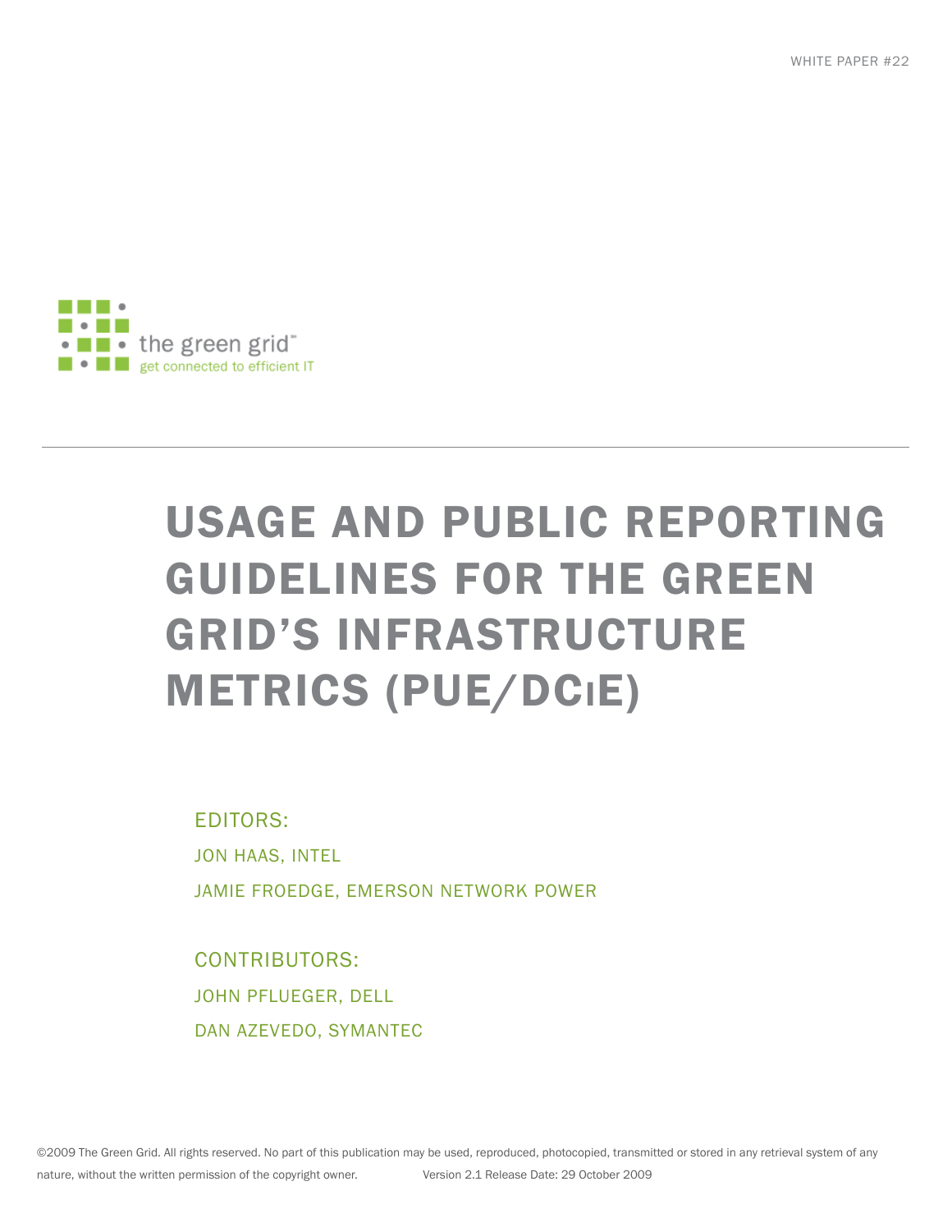WHITE PAPER #22

the green grid

get connected to efficient IT

# USAGE AND PUBLIC REPORTING GUIDELINES FOR THE GREEN GRID'S INFRASTRUCTURE METRICS (PUE/DCIE)

EDITORS:

JON HAAS, INTEL

JAMIE FROEDGE, EMERSON NETWORK POWER

CONTRIBUTORS:

JOHN PFLUEGER, DELL

DAN AZEVEDO, SYMANTEC

©2009 The Green Grid. All rights reserved. No part of this publication may be used, reproduced, photocopied, transmitted or stored in any retrieval system of any nature, without the written permission of the copyright owner. Version 2.1 Release Date: 29 October 2009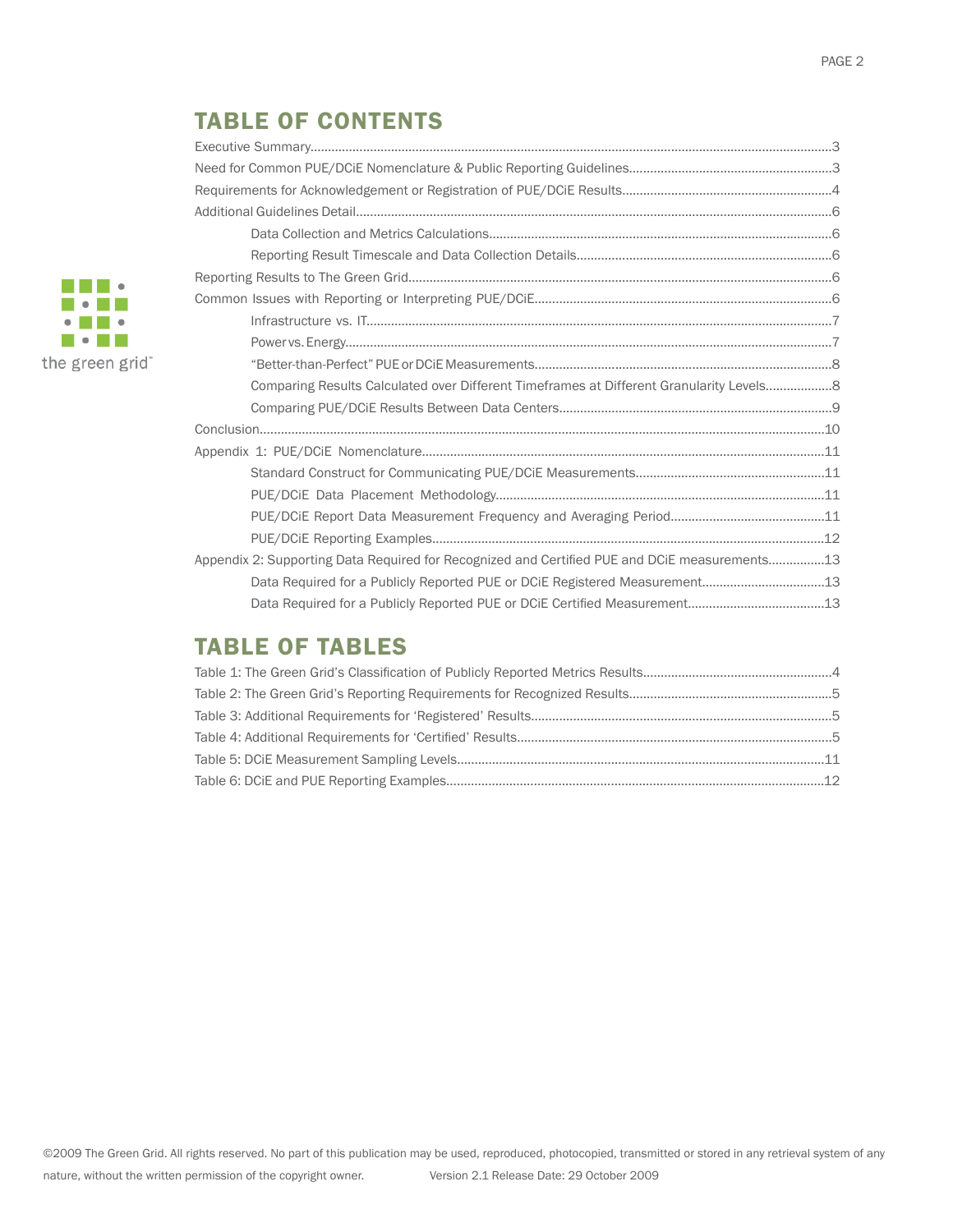## TABLE OF CONTENTS

Executive Summary....................3

Need for Common PUE/DCiE Nomenclature & Public Reporting Guidelines....................3

Requirements for Acknowledgement or Registration of PUE/DCiE Results....................4

Additional Guidelines Detail....................6

- Data Collection and Metrics Calculations....................6
- Reporting Result Timescale and Data Collection Details....................6

Reporting Results to The Green Grid....................6

Common Issues with Reporting or Interpreting PUE/DCiE....................6

- Infrastructure vs. IT....................7
- Power vs. Energy....................7
- "Better-than-Perfect" PUE or DCiE Measurements....................8
- Comparing Results Calculated over Different Timeframes at Different Granularity Levels....................8
- Comparing PUE/DCiE Results Between Data Centers....................9

Conclusion....................10

Appendix 1: PUE/DCiE Nomenclature....................11

- Standard Construct for Communicating PUE/DCiE Measurements....................11
- PUE/DCiE Data Placement Methodology....................11
- PUE/DCiE Report Data Measurement Frequency and Averaging Period....................11
- PUE/DCiE Reporting Examples....................12

Appendix 2: Supporting Data Required for Recognized and Certified PUE and DCiE measurements....................13

- Data Required for a Publicly Reported PUE or DCiE Registered Measurement....................13
- Data Required for a Publicly Reported PUE or DCiE Certified Measurement....................13

## TABLE OF TABLES

Table 1: The Green Grid's Classification of Publicly Reported Metrics Results....................4

Table 2: The Green Grid's Reporting Requirements for Recognized Results....................5

Table 3: Additional Requirements for 'Registered' Results....................5

Table 4: Additional Requirements for 'Certified' Results....................5

Table 5: DCiE Measurement Sampling Levels....................11

Table 6: DCiE and PUE Reporting Examples....................12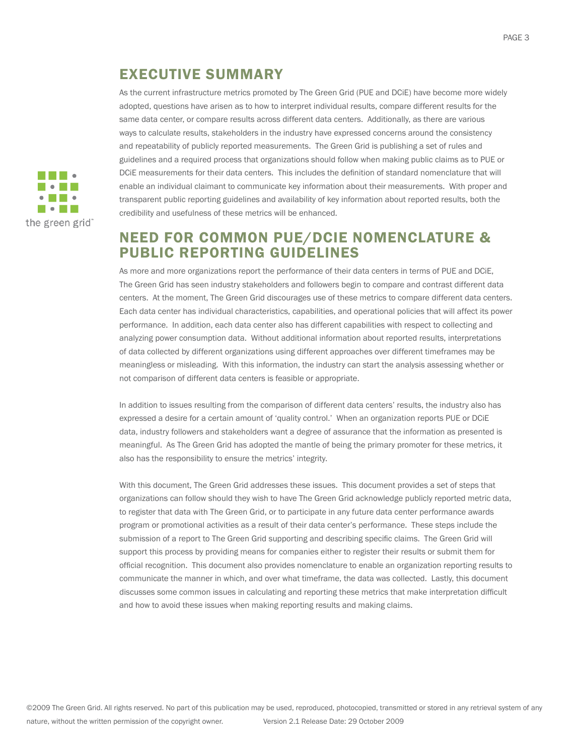## EXECUTIVE SUMMARY

As the current infrastructure metrics promoted by The Green Grid (PUE and DCiE) have become more widely adopted, questions have arisen as to how to interpret individual results, compare different results for the same data center, or compare results across different data centers. Additionally, as there are various ways to calculate results, stakeholders in the industry have expressed concerns around the consistency and repeatability of publicly reported measurements. The Green Grid is publishing a set of rules and guidelines and a required process that organizations should follow when making public claims as to PUE or DCiE measurements for their data centers. This includes the definition of standard nomenclature that will enable an individual claimant to communicate key information about their measurements. With proper and transparent public reporting guidelines and availability of key information about reported results, both the credibility and usefulness of these metrics will be enhanced.

## NEED FOR COMMON PUE/DCIE NOMENCLATURE & PUBLIC REPORTING GUIDELINES

As more and more organizations report the performance of their data centers in terms of PUE and DCiE, The Green Grid has seen industry stakeholders and followers begin to compare and contrast different data centers. At the moment, The Green Grid discourages use of these metrics to compare different data centers. Each data center has individual characteristics, capabilities, and operational policies that will affect its power performance. In addition, each data center also has different capabilities with respect to collecting and analyzing power consumption data. Without additional information about reported results, interpretations of data collected by different organizations using different approaches over different timeframes may be meaningless or misleading. With this information, the industry can start the analysis assessing whether or not comparison of different data centers is feasible or appropriate.

In addition to issues resulting from the comparison of different data centers' results, the industry also has expressed a desire for a certain amount of 'quality control.' When an organization reports PUE or DCiE data, industry followers and stakeholders want a degree of assurance that the information as presented is meaningful. As The Green Grid has adopted the mantle of being the primary promoter for these metrics, it also has the responsibility to ensure the metrics' integrity.

With this document, The Green Grid addresses these issues. This document provides a set of steps that organizations can follow should they wish to have The Green Grid acknowledge publicly reported metric data, to register that data with The Green Grid, or to participate in any future data center performance awards program or promotional activities as a result of their data center's performance. These steps include the submission of a report to The Green Grid supporting and describing specific claims. The Green Grid will support this process by providing means for companies either to register their results or submit them for official recognition. This document also provides nomenclature to enable an organization reporting results to communicate the manner in which, and over what timeframe, the data was collected. Lastly, this document discusses some common issues in calculating and reporting these metrics that make interpretation difficult and how to avoid these issues when making reporting results and making claims.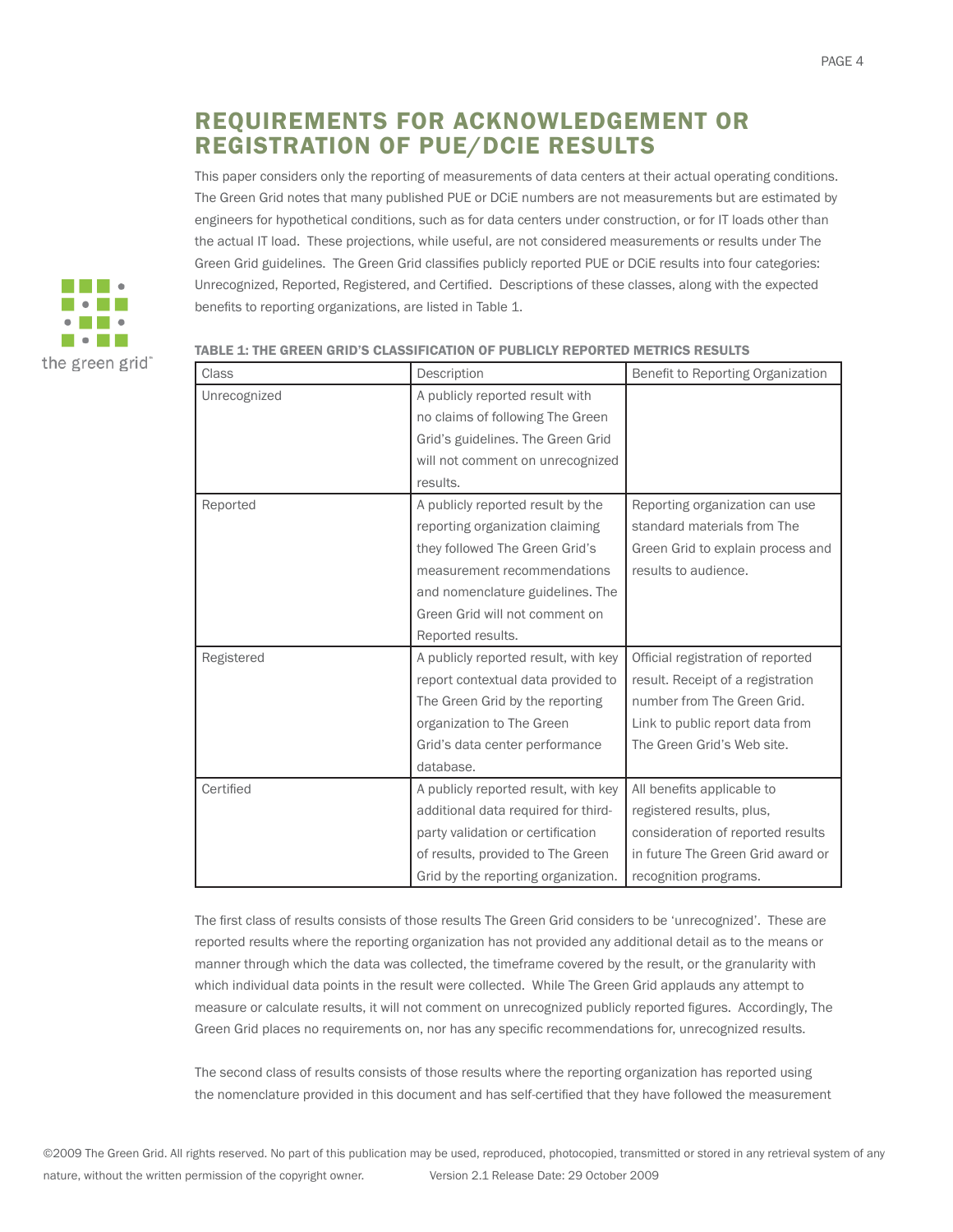# REQUIREMENTS FOR ACKNOWLEDGEMENT OR REGISTRATION OF PUE/DCIE RESULTS

This paper considers only the reporting of measurements of data centers at their actual operating conditions. The Green Grid notes that many published PUE or DCiE numbers are not measurements but are estimated by engineers for hypothetical conditions, such as for data centers under construction, or for IT loads other than the actual IT load. These projections, while useful, are not considered measurements or results under The Green Grid guidelines. The Green Grid classifies publicly reported PUE or DCiE results into four categories: Unrecognized, Reported, Registered, and Certified. Descriptions of these classes, along with the expected benefits to reporting organizations, are listed in Table 1.

**TABLE 1: THE GREEN GRID'S CLASSIFICATION OF PUBLICLY REPORTED METRICS RESULTS**

| Class | Description | Benefit to Reporting Organization |
|---|---|---|
| Unrecognized | A publicly reported result with no claims of following The Green Grid's guidelines. The Green Grid will not comment on unrecognized results. | |
| Reported | A publicly reported result by the reporting organization claiming they followed The Green Grid's measurement recommendations and nomenclature guidelines. The Green Grid will not comment on Reported results. | Reporting organization can use standard materials from The Green Grid to explain process and results to audience. |
| Registered | A publicly reported result, with key report contextual data provided to The Green Grid by the reporting organization to The Green Grid's data center performance database. | Official registration of reported result. Receipt of a registration number from The Green Grid. Link to public report data from The Green Grid's Web site. |
| Certified | A publicly reported result, with key additional data required for third-party validation or certification of results, provided to The Green Grid by the reporting organization. | All benefits applicable to registered results, plus, consideration of reported results in future The Green Grid award or recognition programs. |

The first class of results consists of those results The Green Grid considers to be 'unrecognized'. These are reported results where the reporting organization has not provided any additional detail as to the means or manner through which the data was collected, the timeframe covered by the result, or the granularity with which individual data points in the result were collected. While The Green Grid applauds any attempt to measure or calculate results, it will not comment on unrecognized publicly reported figures. Accordingly, The Green Grid places no requirements on, nor has any specific recommendations for, unrecognized results.

The second class of results consists of those results where the reporting organization has reported using the nomenclature provided in this document and has self-certified that they have followed the measurement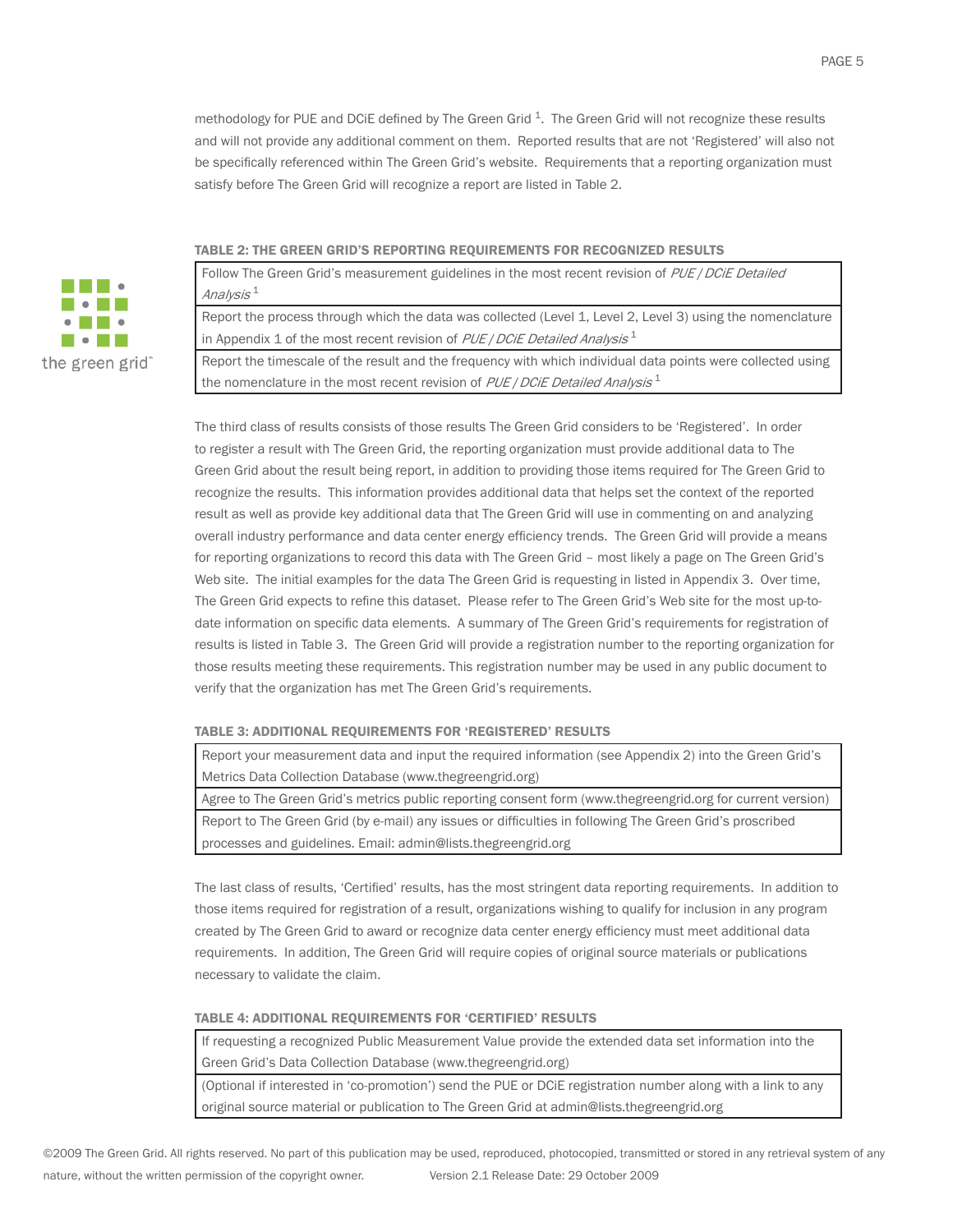methodology for PUE and DCiE defined by The Green Grid [1]. The Green Grid will not recognize these results and will not provide any additional comment on them. Reported results that are not 'Registered' will also not be specifically referenced within The Green Grid's website. Requirements that a reporting organization must satisfy before The Green Grid will recognize a report are listed in Table 2.

**TABLE 2: THE GREEN GRID'S REPORTING REQUIREMENTS FOR RECOGNIZED RESULTS**

| |
|---|
| Follow The Green Grid's measurement guidelines in the most recent revision of *PUE / DCiE Detailed Analysis* [1] |
| Report the process through which the data was collected (Level 1, Level 2, Level 3) using the nomenclature in Appendix 1 of the most recent revision of *PUE / DCiE Detailed Analysis* [1] |
| Report the timescale of the result and the frequency with which individual data points were collected using the nomenclature in the most recent revision of *PUE / DCiE Detailed Analysis* [1] |

The third class of results consists of those results The Green Grid considers to be 'Registered'. In order to register a result with The Green Grid, the reporting organization must provide additional data to The Green Grid about the result being report, in addition to providing those items required for The Green Grid to recognize the results. This information provides additional data that helps set the context of the reported result as well as provide key additional data that The Green Grid will use in commenting on and analyzing overall industry performance and data center energy efficiency trends. The Green Grid will provide a means for reporting organizations to record this data with The Green Grid – most likely a page on The Green Grid's Web site. The initial examples for the data The Green Grid is requesting in listed in Appendix 3. Over time, The Green Grid expects to refine this dataset. Please refer to The Green Grid's Web site for the most up-to-date information on specific data elements. A summary of The Green Grid's requirements for registration of results is listed in Table 3. The Green Grid will provide a registration number to the reporting organization for those results meeting these requirements. This registration number may be used in any public document to verify that the organization has met The Green Grid's requirements.

**TABLE 3: ADDITIONAL REQUIREMENTS FOR 'REGISTERED' RESULTS**

| |
|---|
| Report your measurement data and input the required information (see Appendix 2) into the Green Grid's Metrics Data Collection Database (www.thegreengrid.org) |
| Agree to The Green Grid's metrics public reporting consent form (www.thegreengrid.org for current version) |
| Report to The Green Grid (by e-mail) any issues or difficulties in following The Green Grid's proscribed processes and guidelines. Email: admin@lists.thegreengrid.org |

The last class of results, 'Certified' results, has the most stringent data reporting requirements. In addition to those items required for registration of a result, organizations wishing to qualify for inclusion in any program created by The Green Grid to award or recognize data center energy efficiency must meet additional data requirements. In addition, The Green Grid will require copies of original source materials or publications necessary to validate the claim.

**TABLE 4: ADDITIONAL REQUIREMENTS FOR 'CERTIFIED' RESULTS**

| |
|---|
| If requesting a recognized Public Measurement Value provide the extended data set information into the Green Grid's Data Collection Database (www.thegreengrid.org) |
| (Optional if interested in 'co-promotion') send the PUE or DCiE registration number along with a link to any original source material or publication to The Green Grid at admin@lists.thegreengrid.org |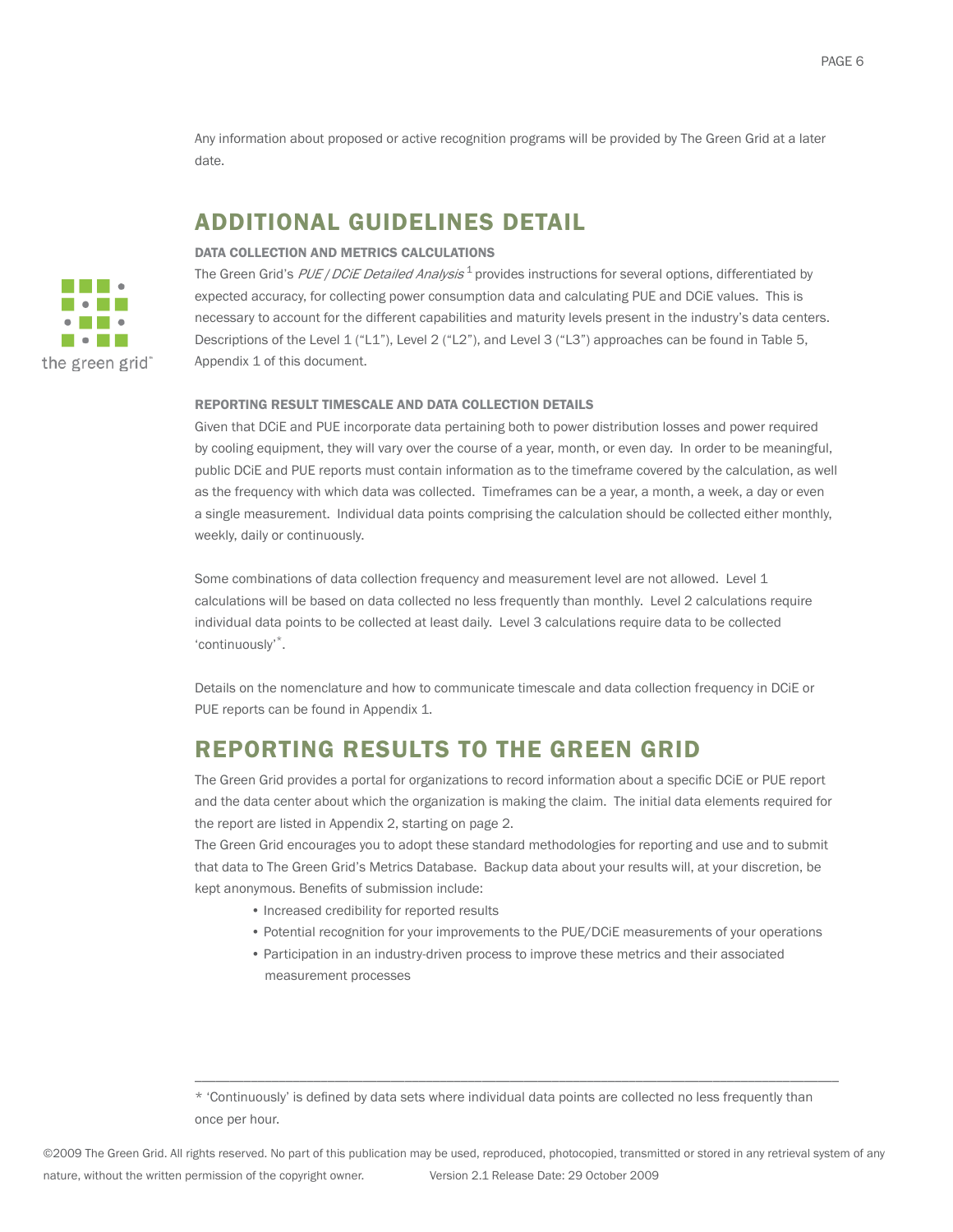Any information about proposed or active recognition programs will be provided by The Green Grid at a later date.

## ADDITIONAL GUIDELINES DETAIL

### DATA COLLECTION AND METRICS CALCULATIONS

The Green Grid's *PUE / DCiE Detailed Analysis*[1] provides instructions for several options, differentiated by expected accuracy, for collecting power consumption data and calculating PUE and DCiE values. This is necessary to account for the different capabilities and maturity levels present in the industry's data centers. Descriptions of the Level 1 ("L1"), Level 2 ("L2"), and Level 3 ("L3") approaches can be found in Table 5, Appendix 1 of this document.

### REPORTING RESULT TIMESCALE AND DATA COLLECTION DETAILS

Given that DCiE and PUE incorporate data pertaining both to power distribution losses and power required by cooling equipment, they will vary over the course of a year, month, or even day. In order to be meaningful, public DCiE and PUE reports must contain information as to the timeframe covered by the calculation, as well as the frequency with which data was collected. Timeframes can be a year, a month, a week, a day or even a single measurement. Individual data points comprising the calculation should be collected either monthly, weekly, daily or continuously.

Some combinations of data collection frequency and measurement level are not allowed. Level 1 calculations will be based on data collected no less frequently than monthly. Level 2 calculations require individual data points to be collected at least daily. Level 3 calculations require data to be collected 'continuously'*.

Details on the nomenclature and how to communicate timescale and data collection frequency in DCiE or PUE reports can be found in Appendix 1.

## REPORTING RESULTS TO THE GREEN GRID

The Green Grid provides a portal for organizations to record information about a specific DCiE or PUE report and the data center about which the organization is making the claim. The initial data elements required for the report are listed in Appendix 2, starting on page 2.

The Green Grid encourages you to adopt these standard methodologies for reporting and use and to submit that data to The Green Grid's Metrics Database. Backup data about your results will, at your discretion, be kept anonymous. Benefits of submission include:

- Increased credibility for reported results
- Potential recognition for your improvements to the PUE/DCiE measurements of your operations
- Participation in an industry-driven process to improve these metrics and their associated measurement processes

---

* 'Continuously' is defined by data sets where individual data points are collected no less frequently than once per hour.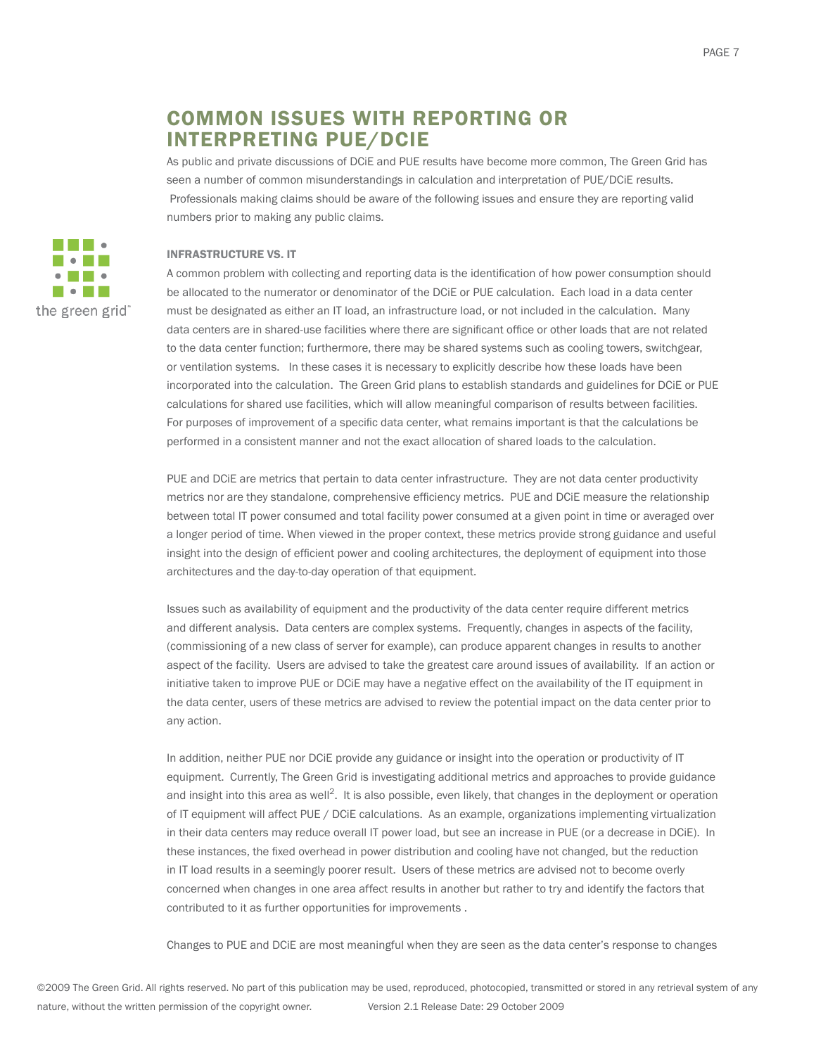## COMMON ISSUES WITH REPORTING OR INTERPRETING PUE/DCIE

As public and private discussions of DCiE and PUE results have become more common, The Green Grid has seen a number of common misunderstandings in calculation and interpretation of PUE/DCiE results. Professionals making claims should be aware of the following issues and ensure they are reporting valid numbers prior to making any public claims.

### INFRASTRUCTURE VS. IT

A common problem with collecting and reporting data is the identification of how power consumption should be allocated to the numerator or denominator of the DCiE or PUE calculation. Each load in a data center must be designated as either an IT load, an infrastructure load, or not included in the calculation. Many data centers are in shared-use facilities where there are significant office or other loads that are not related to the data center function; furthermore, there may be shared systems such as cooling towers, switchgear, or ventilation systems. In these cases it is necessary to explicitly describe how these loads have been incorporated into the calculation. The Green Grid plans to establish standards and guidelines for DCiE or PUE calculations for shared use facilities, which will allow meaningful comparison of results between facilities. For purposes of improvement of a specific data center, what remains important is that the calculations be performed in a consistent manner and not the exact allocation of shared loads to the calculation.

PUE and DCiE are metrics that pertain to data center infrastructure. They are not data center productivity metrics nor are they standalone, comprehensive efficiency metrics. PUE and DCiE measure the relationship between total IT power consumed and total facility power consumed at a given point in time or averaged over a longer period of time. When viewed in the proper context, these metrics provide strong guidance and useful insight into the design of efficient power and cooling architectures, the deployment of equipment into those architectures and the day-to-day operation of that equipment.

Issues such as availability of equipment and the productivity of the data center require different metrics and different analysis. Data centers are complex systems. Frequently, changes in aspects of the facility, (commissioning of a new class of server for example), can produce apparent changes in results to another aspect of the facility. Users are advised to take the greatest care around issues of availability. If an action or initiative taken to improve PUE or DCiE may have a negative effect on the availability of the IT equipment in the data center, users of these metrics are advised to review the potential impact on the data center prior to any action.

In addition, neither PUE nor DCiE provide any guidance or insight into the operation or productivity of IT equipment. Currently, The Green Grid is investigating additional metrics and approaches to provide guidance and insight into this area as well[2]. It is also possible, even likely, that changes in the deployment or operation of IT equipment will affect PUE / DCiE calculations. As an example, organizations implementing virtualization in their data centers may reduce overall IT power load, but see an increase in PUE (or a decrease in DCiE). In these instances, the fixed overhead in power distribution and cooling have not changed, but the reduction in IT load results in a seemingly poorer result. Users of these metrics are advised not to become overly concerned when changes in one area affect results in another but rather to try and identify the factors that contributed to it as further opportunities for improvements .

Changes to PUE and DCiE are most meaningful when they are seen as the data center's response to changes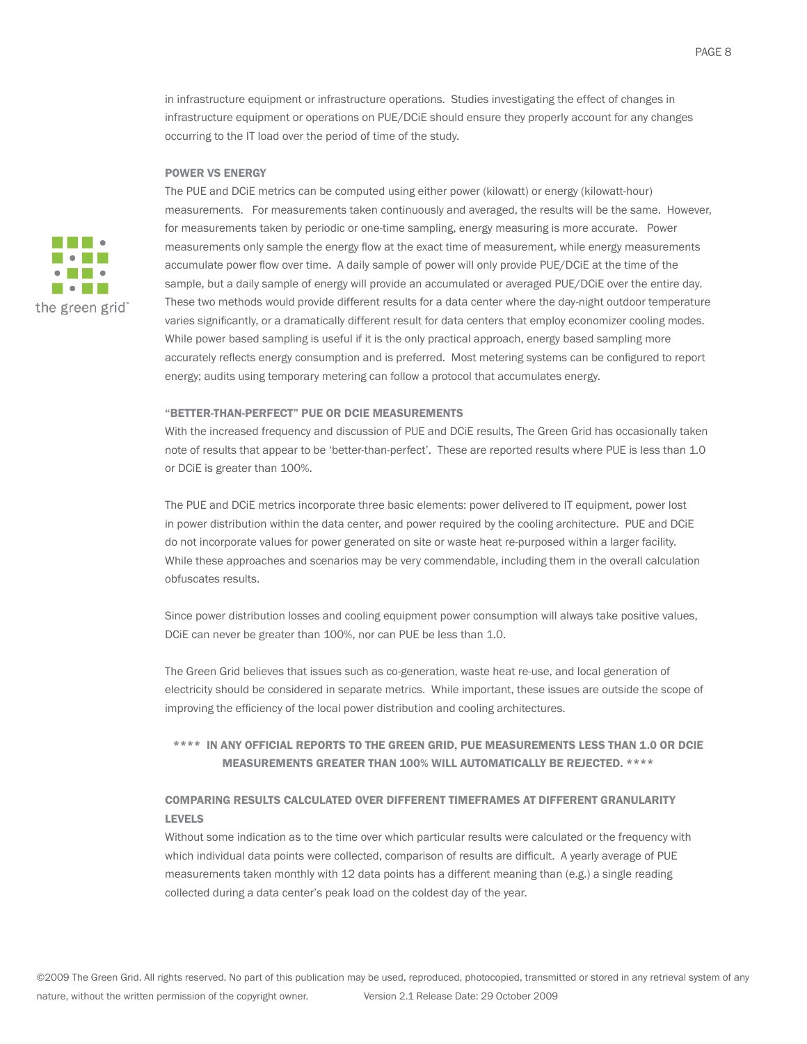in infrastructure equipment or infrastructure operations. Studies investigating the effect of changes in infrastructure equipment or operations on PUE/DCiE should ensure they properly account for any changes occurring to the IT load over the period of time of the study.

### POWER VS ENERGY

The PUE and DCiE metrics can be computed using either power (kilowatt) or energy (kilowatt-hour) measurements. For measurements taken continuously and averaged, the results will be the same. However, for measurements taken by periodic or one-time sampling, energy measuring is more accurate. Power measurements only sample the energy flow at the exact time of measurement, while energy measurements accumulate power flow over time. A daily sample of power will only provide PUE/DCiE at the time of the sample, but a daily sample of energy will provide an accumulated or averaged PUE/DCiE over the entire day. These two methods would provide different results for a data center where the day-night outdoor temperature varies significantly, or a dramatically different result for data centers that employ economizer cooling modes. While power based sampling is useful if it is the only practical approach, energy based sampling more accurately reflects energy consumption and is preferred. Most metering systems can be configured to report energy; audits using temporary metering can follow a protocol that accumulates energy.

### "BETTER-THAN-PERFECT" PUE OR DCIE MEASUREMENTS

With the increased frequency and discussion of PUE and DCiE results, The Green Grid has occasionally taken note of results that appear to be 'better-than-perfect'. These are reported results where PUE is less than 1.0 or DCiE is greater than 100%.

The PUE and DCiE metrics incorporate three basic elements: power delivered to IT equipment, power lost in power distribution within the data center, and power required by the cooling architecture. PUE and DCiE do not incorporate values for power generated on site or waste heat re-purposed within a larger facility. While these approaches and scenarios may be very commendable, including them in the overall calculation obfuscates results.

Since power distribution losses and cooling equipment power consumption will always take positive values, DCiE can never be greater than 100%, nor can PUE be less than 1.0.

The Green Grid believes that issues such as co-generation, waste heat re-use, and local generation of electricity should be considered in separate metrics. While important, these issues are outside the scope of improving the efficiency of the local power distribution and cooling architectures.

**\*\*\*\* IN ANY OFFICIAL REPORTS TO THE GREEN GRID, PUE MEASUREMENTS LESS THAN 1.0 OR DCIE MEASUREMENTS GREATER THAN 100% WILL AUTOMATICALLY BE REJECTED. \*\*\*\***

### COMPARING RESULTS CALCULATED OVER DIFFERENT TIMEFRAMES AT DIFFERENT GRANULARITY LEVELS

Without some indication as to the time over which particular results were calculated or the frequency with which individual data points were collected, comparison of results are difficult. A yearly average of PUE measurements taken monthly with 12 data points has a different meaning than (e.g.) a single reading collected during a data center's peak load on the coldest day of the year.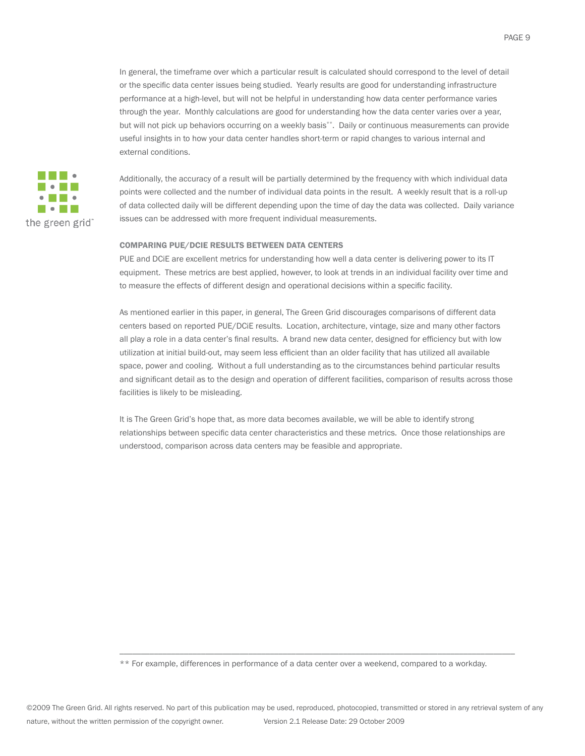In general, the timeframe over which a particular result is calculated should correspond to the level of detail or the specific data center issues being studied. Yearly results are good for understanding infrastructure performance at a high-level, but will not be helpful in understanding how data center performance varies through the year. Monthly calculations are good for understanding how the data center varies over a year, but will not pick up behaviors occurring on a weekly basis**. Daily or continuous measurements can provide useful insights in to how your data center handles short-term or rapid changes to various internal and external conditions.

Additionally, the accuracy of a result will be partially determined by the frequency with which individual data points were collected and the number of individual data points in the result. A weekly result that is a roll-up of data collected daily will be different depending upon the time of day the data was collected. Daily variance issues can be addressed with more frequent individual measurements.

### COMPARING PUE/DCIE RESULTS BETWEEN DATA CENTERS

PUE and DCiE are excellent metrics for understanding how well a data center is delivering power to its IT equipment. These metrics are best applied, however, to look at trends in an individual facility over time and to measure the effects of different design and operational decisions within a specific facility.

As mentioned earlier in this paper, in general, The Green Grid discourages comparisons of different data centers based on reported PUE/DCiE results. Location, architecture, vintage, size and many other factors all play a role in a data center's final results. A brand new data center, designed for efficiency but with low utilization at initial build-out, may seem less efficient than an older facility that has utilized all available space, power and cooling. Without a full understanding as to the circumstances behind particular results and significant detail as to the design and operation of different facilities, comparison of results across those facilities is likely to be misleading.

It is The Green Grid's hope that, as more data becomes available, we will be able to identify strong relationships between specific data center characteristics and these metrics. Once those relationships are understood, comparison across data centers may be feasible and appropriate.

---

** For example, differences in performance of a data center over a weekend, compared to a workday.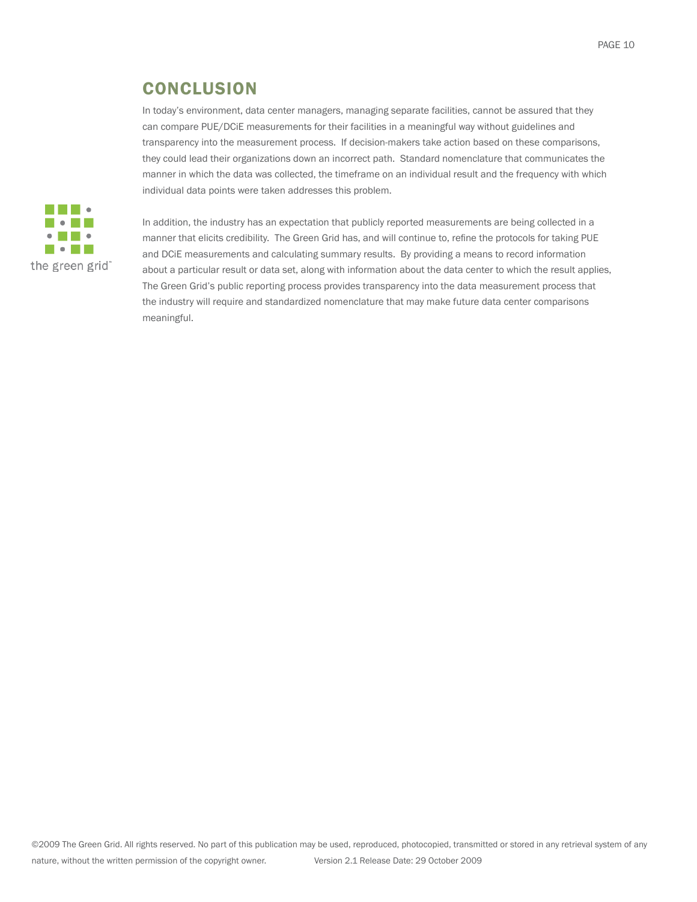# CONCLUSION

In today's environment, data center managers, managing separate facilities, cannot be assured that they can compare PUE/DCiE measurements for their facilities in a meaningful way without guidelines and transparency into the measurement process. If decision-makers take action based on these comparisons, they could lead their organizations down an incorrect path. Standard nomenclature that communicates the manner in which the data was collected, the timeframe on an individual result and the frequency with which individual data points were taken addresses this problem.

In addition, the industry has an expectation that publicly reported measurements are being collected in a manner that elicits credibility. The Green Grid has, and will continue to, refine the protocols for taking PUE and DCiE measurements and calculating summary results. By providing a means to record information about a particular result or data set, along with information about the data center to which the result applies, The Green Grid's public reporting process provides transparency into the data measurement process that the industry will require and standardized nomenclature that may make future data center comparisons meaningful.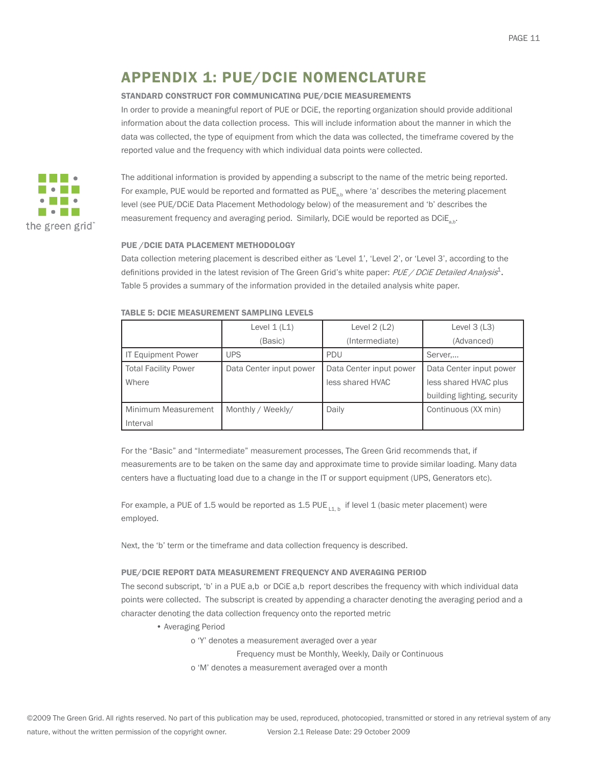# APPENDIX 1: PUE/DCIE NOMENCLATURE

### STANDARD CONSTRUCT FOR COMMUNICATING PUE/DCIE MEASUREMENTS

In order to provide a meaningful report of PUE or DCiE, the reporting organization should provide additional information about the data collection process. This will include information about the manner in which the data was collected, the type of equipment from which the data was collected, the timeframe covered by the reported value and the frequency with which individual data points were collected.

The additional information is provided by appending a subscript to the name of the metric being reported. For example, PUE would be reported and formatted as $PUE_{a,b}$ where 'a' describes the metering placement level (see PUE/DCiE Data Placement Methodology below) of the measurement and 'b' describes the measurement frequency and averaging period. Similarly, DCiE would be reported as $DCiE_{a,b}$.

### PUE /DCIE DATA PLACEMENT METHODOLOGY

Data collection metering placement is described either as 'Level 1', 'Level 2', or 'Level 3', according to the definitions provided in the latest revision of The Green Grid's white paper: *PUE / DCiE Detailed Analysis*[1]. Table 5 provides a summary of the information provided in the detailed analysis white paper.

**TABLE 5: DCIE MEASUREMENT SAMPLING LEVELS**

| | Level 1 (L1) (Basic) | Level 2 (L2) (Intermediate) | Level 3 (L3) (Advanced) |
|---|---|---|---|
| IT Equipment Power | UPS | PDU | Server,… |
| Total Facility Power Where | Data Center input power | Data Center input power less shared HVAC | Data Center input power less shared HVAC plus building lighting, security |
| Minimum Measurement Interval | Monthly / Weekly/ | Daily | Continuous (XX min) |

For the "Basic" and "Intermediate" measurement processes, The Green Grid recommends that, if measurements are to be taken on the same day and approximate time to provide similar loading. Many data centers have a fluctuating load due to a change in the IT or support equipment (UPS, Generators etc).

For example, a PUE of 1.5 would be reported as 1.5 $PUE_{L1,\ b}$ if level 1 (basic meter placement) were employed.

Next, the 'b' term or the timeframe and data collection frequency is described.

### PUE/DCIE REPORT DATA MEASUREMENT FREQUENCY AND AVERAGING PERIOD

The second subscript, 'b' in a PUE a,b or DCiE a,b report describes the frequency with which individual data points were collected. The subscript is created by appending a character denoting the averaging period and a character denoting the data collection frequency onto the reported metric

- Averaging Period
  - 'Y' denotes a measurement averaged over a year
    - Frequency must be Monthly, Weekly, Daily or Continuous
  - 'M' denotes a measurement averaged over a month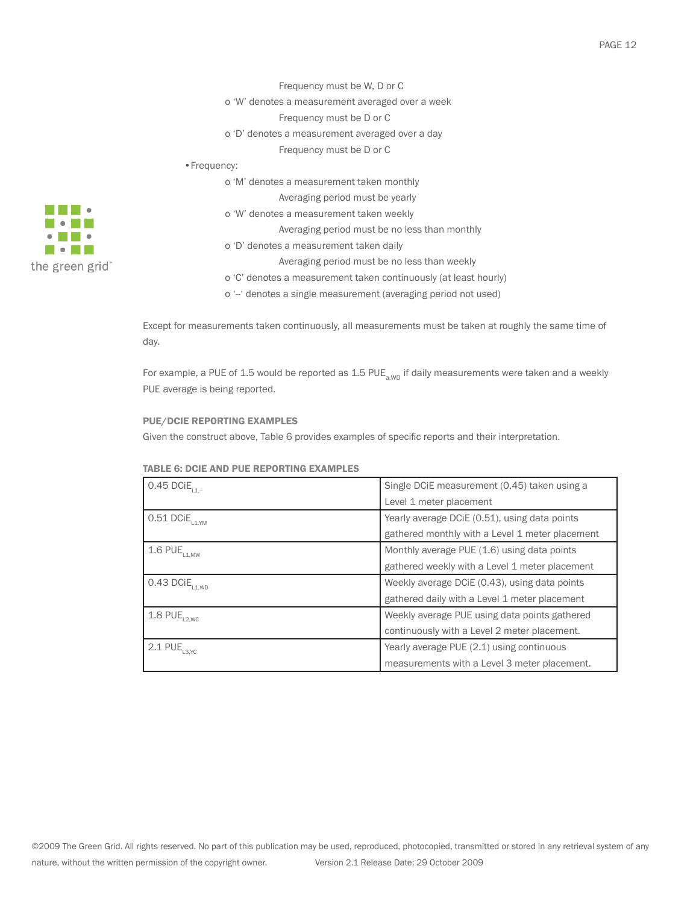Frequency must be W, D or C

- o 'W' denotes a measurement averaged over a week

  Frequency must be D or C

- o 'D' denotes a measurement averaged over a day

  Frequency must be D or C

- Frequency:
  - o 'M' denotes a measurement taken monthly

    Averaging period must be yearly

  - o 'W' denotes a measurement taken weekly

    Averaging period must be no less than monthly

  - o 'D' denotes a measurement taken daily

    Averaging period must be no less than weekly

  - o 'C' denotes a measurement taken continuously (at least hourly)
  - o '–' denotes a single measurement (averaging period not used)

Except for measurements taken continuously, all measurements must be taken at roughly the same time of day.

For example, a PUE of 1.5 would be reported as 1.5 $PUE_{a,WD}$ if daily measurements were taken and a weekly PUE average is being reported.

### PUE/DCIE REPORTING EXAMPLES

Given the construct above, Table 6 provides examples of specific reports and their interpretation.

**TABLE 6: DCIE AND PUE REPORTING EXAMPLES**

| | |
|---|---|
| 0.45 $DCiE_{L1,-}$ | Single DCiE measurement (0.45) taken using a Level 1 meter placement |
| 0.51 $DCiE_{L1,YM}$ | Yearly average DCiE (0.51), using data points gathered monthly with a Level 1 meter placement |
| 1.6 $PUE_{L1,MW}$ | Monthly average PUE (1.6) using data points gathered weekly with a Level 1 meter placement |
| 0.43 $DCiE_{L1,WD}$ | Weekly average DCiE (0.43), using data points gathered daily with a Level 1 meter placement |
| 1.8 $PUE_{L2,WC}$ | Weekly average PUE using data points gathered continuously with a Level 2 meter placement. |
| 2.1 $PUE_{L3,YC}$ | Yearly average PUE (2.1) using continuous measurements with a Level 3 meter placement. |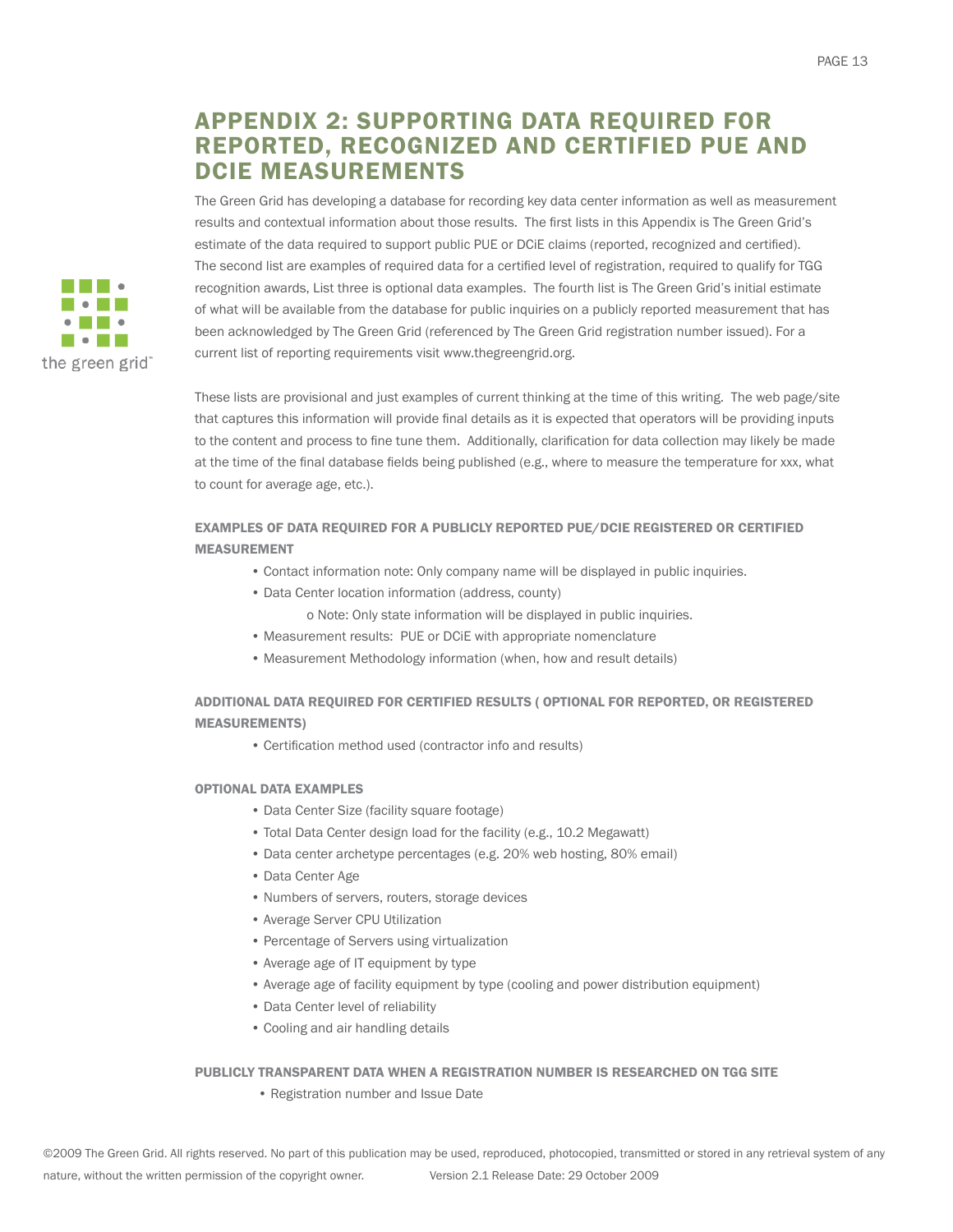# APPENDIX 2: SUPPORTING DATA REQUIRED FOR REPORTED, RECOGNIZED AND CERTIFIED PUE AND DCIE MEASUREMENTS

The Green Grid has developing a database for recording key data center information as well as measurement results and contextual information about those results. The first lists in this Appendix is The Green Grid's estimate of the data required to support public PUE or DCiE claims (reported, recognized and certified). The second list are examples of required data for a certified level of registration, required to qualify for TGG recognition awards, List three is optional data examples. The fourth list is The Green Grid's initial estimate of what will be available from the database for public inquiries on a publicly reported measurement that has been acknowledged by The Green Grid (referenced by The Green Grid registration number issued). For a current list of reporting requirements visit www.thegreengrid.org.

These lists are provisional and just examples of current thinking at the time of this writing. The web page/site that captures this information will provide final details as it is expected that operators will be providing inputs to the content and process to fine tune them. Additionally, clarification for data collection may likely be made at the time of the final database fields being published (e.g., where to measure the temperature for xxx, what to count for average age, etc.).

### EXAMPLES OF DATA REQUIRED FOR A PUBLICLY REPORTED PUE/DCIE REGISTERED OR CERTIFIED MEASUREMENT

- Contact information note: Only company name will be displayed in public inquiries.
- Data Center location information (address, county)
  - Note: Only state information will be displayed in public inquiries.
- Measurement results: PUE or DCiE with appropriate nomenclature
- Measurement Methodology information (when, how and result details)

### ADDITIONAL DATA REQUIRED FOR CERTIFIED RESULTS ( OPTIONAL FOR REPORTED, OR REGISTERED MEASUREMENTS)

- Certification method used (contractor info and results)

### OPTIONAL DATA EXAMPLES

- Data Center Size (facility square footage)
- Total Data Center design load for the facility (e.g., 10.2 Megawatt)
- Data center archetype percentages (e.g. 20% web hosting, 80% email)
- Data Center Age
- Numbers of servers, routers, storage devices
- Average Server CPU Utilization
- Percentage of Servers using virtualization
- Average age of IT equipment by type
- Average age of facility equipment by type (cooling and power distribution equipment)
- Data Center level of reliability
- Cooling and air handling details

### PUBLICLY TRANSPARENT DATA WHEN A REGISTRATION NUMBER IS RESEARCHED ON TGG SITE

- Registration number and Issue Date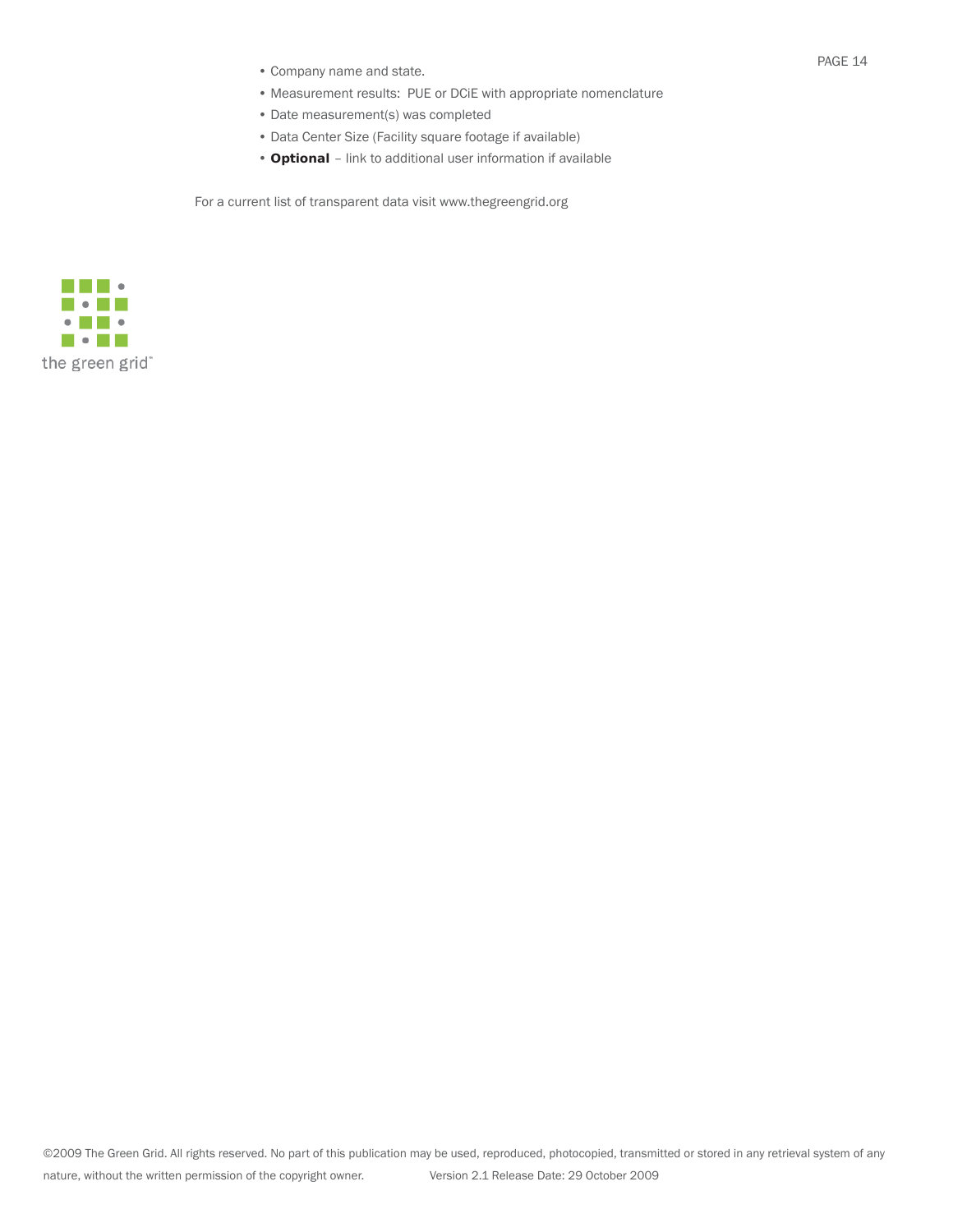- Company name and state.
- Measurement results:  PUE or DCiE with appropriate nomenclature
- Date measurement(s) was completed
- Data Center Size (Facility square footage if available)
- **Optional** – link to additional user information if available

For a current list of transparent data visit www.thegreengrid.org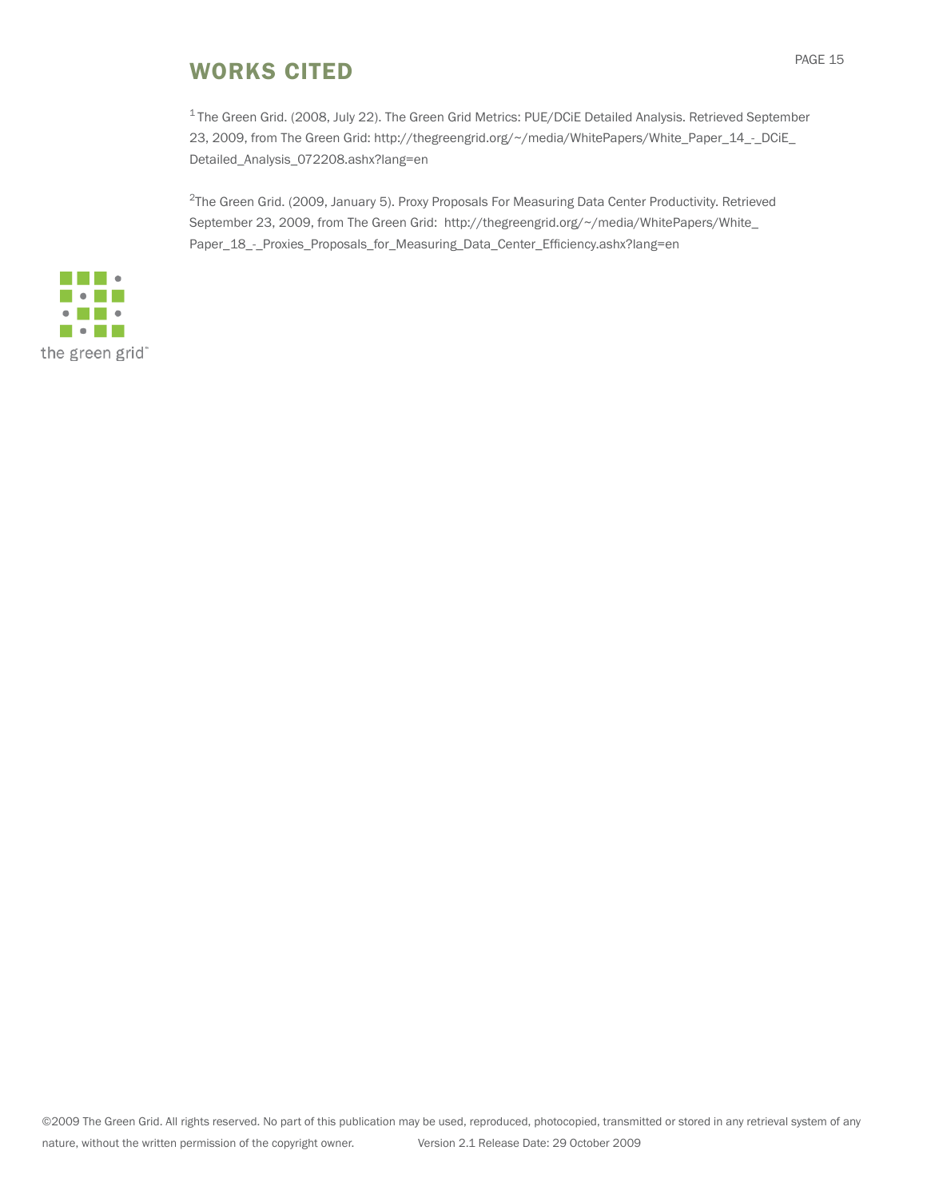## WORKS CITED

[1] The Green Grid. (2008, July 22). The Green Grid Metrics: PUE/DCiE Detailed Analysis. Retrieved September 23, 2009, from The Green Grid: http://thegreengrid.org/~/media/WhitePapers/White_Paper_14_-_DCiE_Detailed_Analysis_072208.ashx?lang=en

[2] The Green Grid. (2009, January 5). Proxy Proposals For Measuring Data Center Productivity. Retrieved September 23, 2009, from The Green Grid: http://thegreengrid.org/~/media/WhitePapers/White_Paper_18_-_Proxies_Proposals_for_Measuring_Data_Center_Efficiency.ashx?lang=en